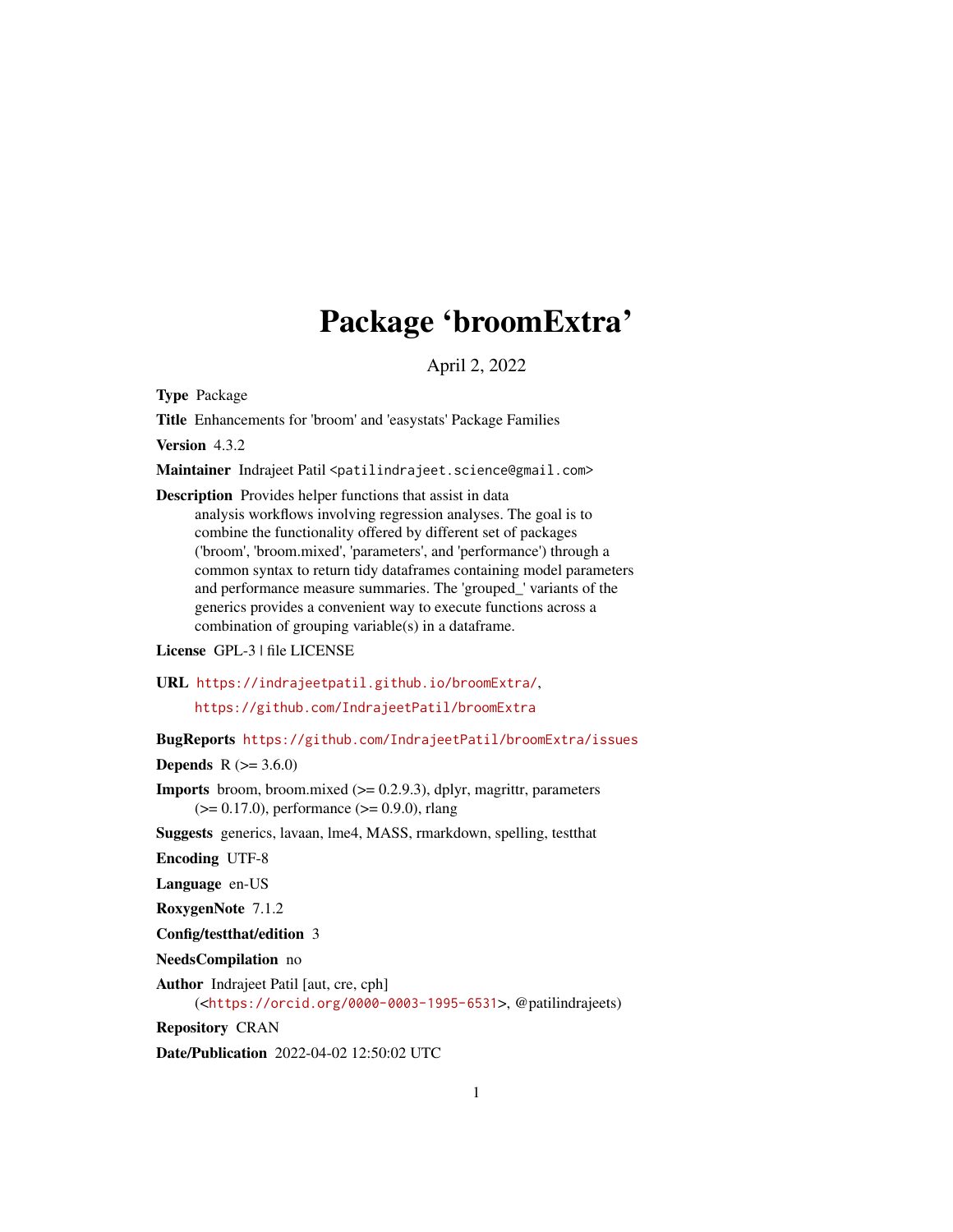# Package 'broomExtra'

April 2, 2022

**Type** Package

**Title** Enhancements for 'broom' and 'easystats' Package Families

**Version** 4.3.2

**Maintainer** Indrajeet Patil <patilindrajeet.science@gmail.com>

**Description** Provides helper functions that assist in data analysis workflows involving regression analyses. The goal is to combine the functionality offered by different set of packages ('broom', 'broom.mixed', 'parameters', and 'performance') through a common syntax to return tidy dataframes containing model parameters and performance measure summaries. The 'grouped_' variants of the generics provides a convenient way to execute functions across a combination of grouping variable(s) in a dataframe.

**License** GPL-3 | file LICENSE

**URL** https://indrajeetpatil.github.io/broomExtra/,
https://github.com/IndrajeetPatil/broomExtra

**BugReports** https://github.com/IndrajeetPatil/broomExtra/issues

**Depends** R (>= 3.6.0)

**Imports** broom, broom.mixed (>= 0.2.9.3), dplyr, magrittr, parameters (>= 0.17.0), performance (>= 0.9.0), rlang

**Suggests** generics, lavaan, lme4, MASS, rmarkdown, spelling, testthat

**Encoding** UTF-8

**Language** en-US

**RoxygenNote** 7.1.2

**Config/testthat/edition** 3

**NeedsCompilation** no

**Author** Indrajeet Patil [aut, cre, cph] (<https://orcid.org/0000-0003-1995-6531>, @patilindrajeets)

**Repository** CRAN

**Date/Publication** 2022-04-02 12:50:02 UTC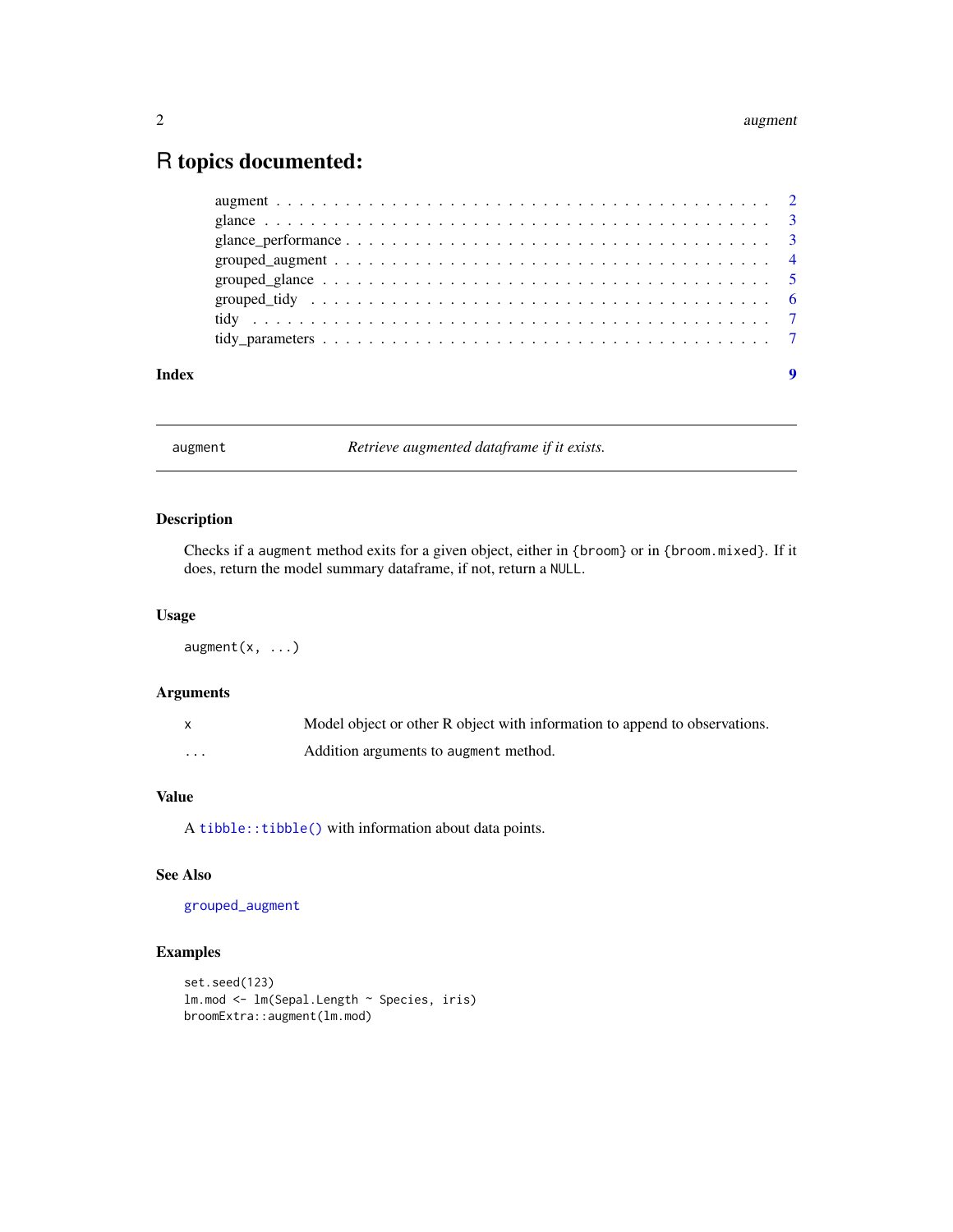# R topics documented:

augment . . . . . . . . . . . . . . . . . . . . . . . . . . . . . . . . . . . . . . . . . . . . 2
glance . . . . . . . . . . . . . . . . . . . . . . . . . . . . . . . . . . . . . . . . . . . . . 3
glance_performance . . . . . . . . . . . . . . . . . . . . . . . . . . . . . . . . . . . . . 3
grouped_augment . . . . . . . . . . . . . . . . . . . . . . . . . . . . . . . . . . . . . . 4
grouped_glance . . . . . . . . . . . . . . . . . . . . . . . . . . . . . . . . . . . . . . . 5
grouped_tidy . . . . . . . . . . . . . . . . . . . . . . . . . . . . . . . . . . . . . . . . 6
tidy . . . . . . . . . . . . . . . . . . . . . . . . . . . . . . . . . . . . . . . . . . . . . . 7
tidy_parameters . . . . . . . . . . . . . . . . . . . . . . . . . . . . . . . . . . . . . . . 7

**Index** **9**

---

## augment — *Retrieve augmented dataframe if it exists.*

### Description

Checks if a `augment` method exits for a given object, either in `{broom}` or in `{broom.mixed}`. If it does, return the model summary dataframe, if not, return a `NULL`.

### Usage

```
augment(x, ...)
```

### Arguments

| | |
|---|---|
| x | Model object or other R object with information to append to observations. |
| ... | Addition arguments to `augment` method. |

### Value

A `tibble::tibble()` with information about data points.

### See Also

`grouped_augment`

### Examples

```
set.seed(123)
lm.mod <- lm(Sepal.Length ~ Species, iris)
broomExtra::augment(lm.mod)
```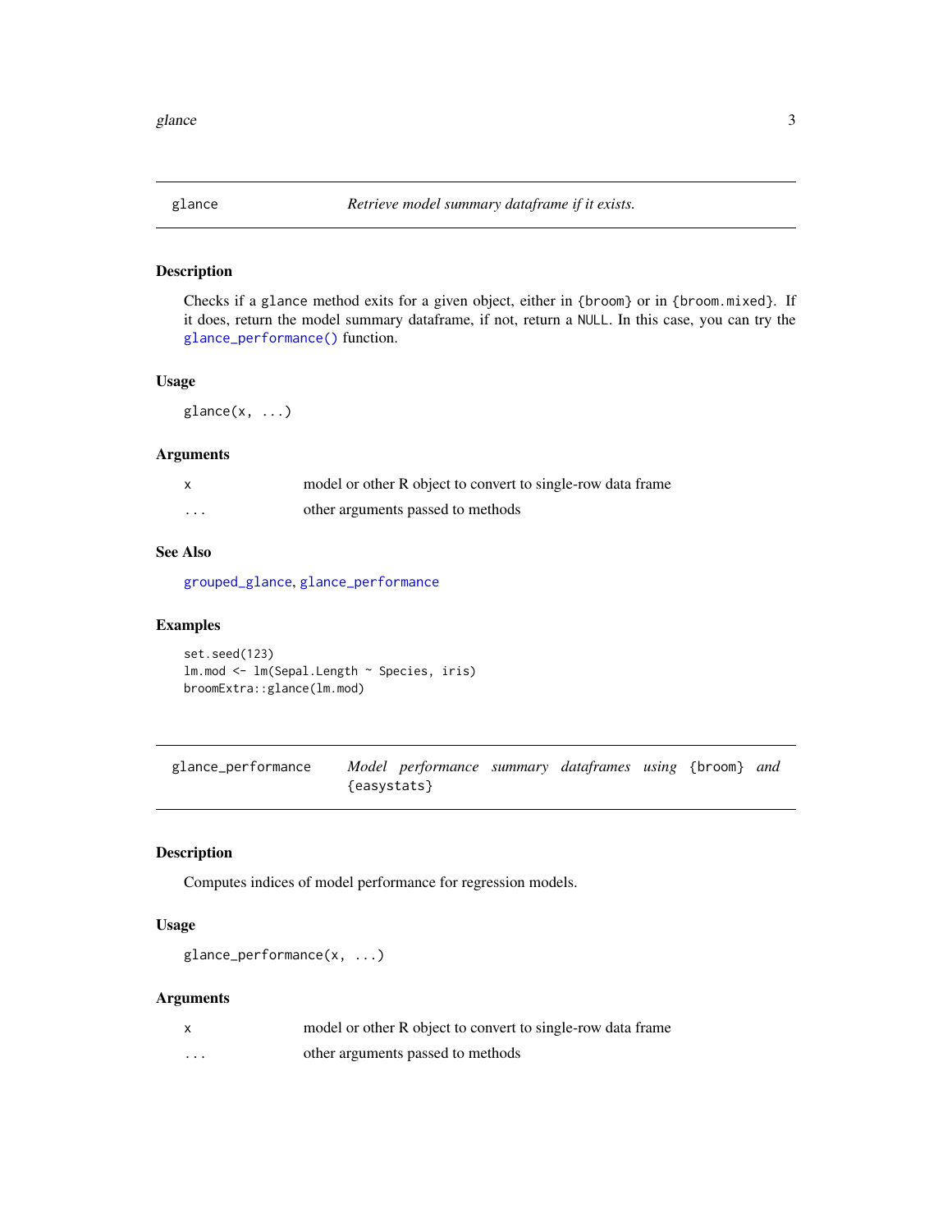## glance — *Retrieve model summary dataframe if it exists.*

### Description

Checks if a `glance` method exits for a given object, either in `{broom}` or in `{broom.mixed}`. If it does, return the model summary dataframe, if not, return a `NULL`. In this case, you can try the `glance_performance()` function.

### Usage

```
glance(x, ...)
```

### Arguments

| | |
|---|---|
| x | model or other R object to convert to single-row data frame |
| ... | other arguments passed to methods |

### See Also

`grouped_glance`, `glance_performance`

### Examples

```
set.seed(123)
lm.mod <- lm(Sepal.Length ~ Species, iris)
broomExtra::glance(lm.mod)
```

## glance_performance — *Model performance summary dataframes using `{broom}` and `{easystats}`*

### Description

Computes indices of model performance for regression models.

### Usage

```
glance_performance(x, ...)
```

### Arguments

| | |
|---|---|
| x | model or other R object to convert to single-row data frame |
| ... | other arguments passed to methods |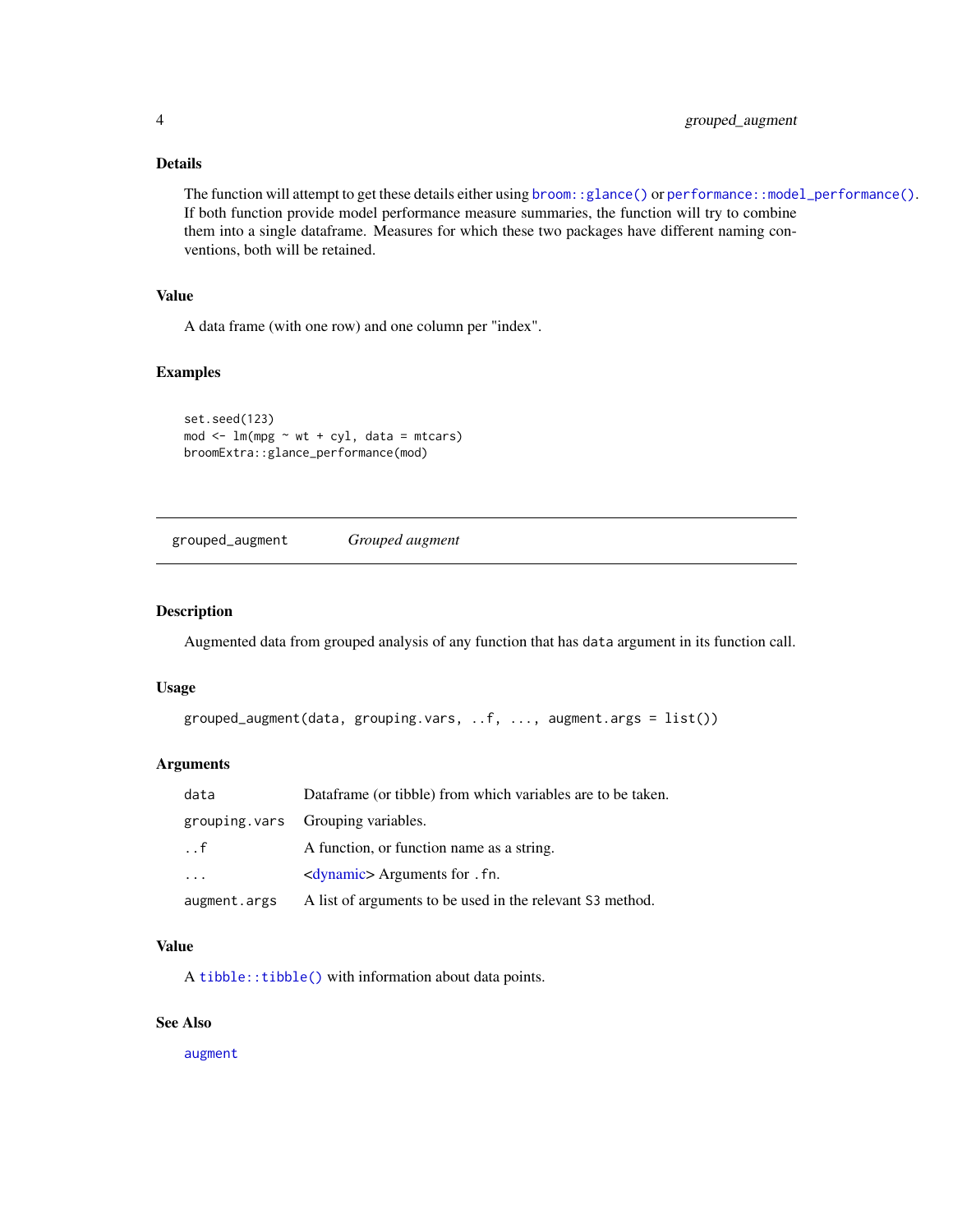### Details

The function will attempt to get these details either using `broom::glance()` or `performance::model_performance()`. If both function provide model performance measure summaries, the function will try to combine them into a single dataframe. Measures for which these two packages have different naming conventions, both will be retained.

### Value

A data frame (with one row) and one column per "index".

### Examples

```
set.seed(123)
mod <- lm(mpg ~ wt + cyl, data = mtcars)
broomExtra::glance_performance(mod)
```

---

## grouped_augment — *Grouped augment*

### Description

Augmented data from grouped analysis of any function that has `data` argument in its function call.

### Usage

```
grouped_augment(data, grouping.vars, ..f, ..., augment.args = list())
```

### Arguments

| | |
|---|---|
| `data` | Dataframe (or tibble) from which variables are to be taken. |
| `grouping.vars` | Grouping variables. |
| `..f` | A function, or function name as a string. |
| `...` | <dynamic> Arguments for `.fn`. |
| `augment.args` | A list of arguments to be used in the relevant `S3` method. |

### Value

A `tibble::tibble()` with information about data points.

### See Also

`augment`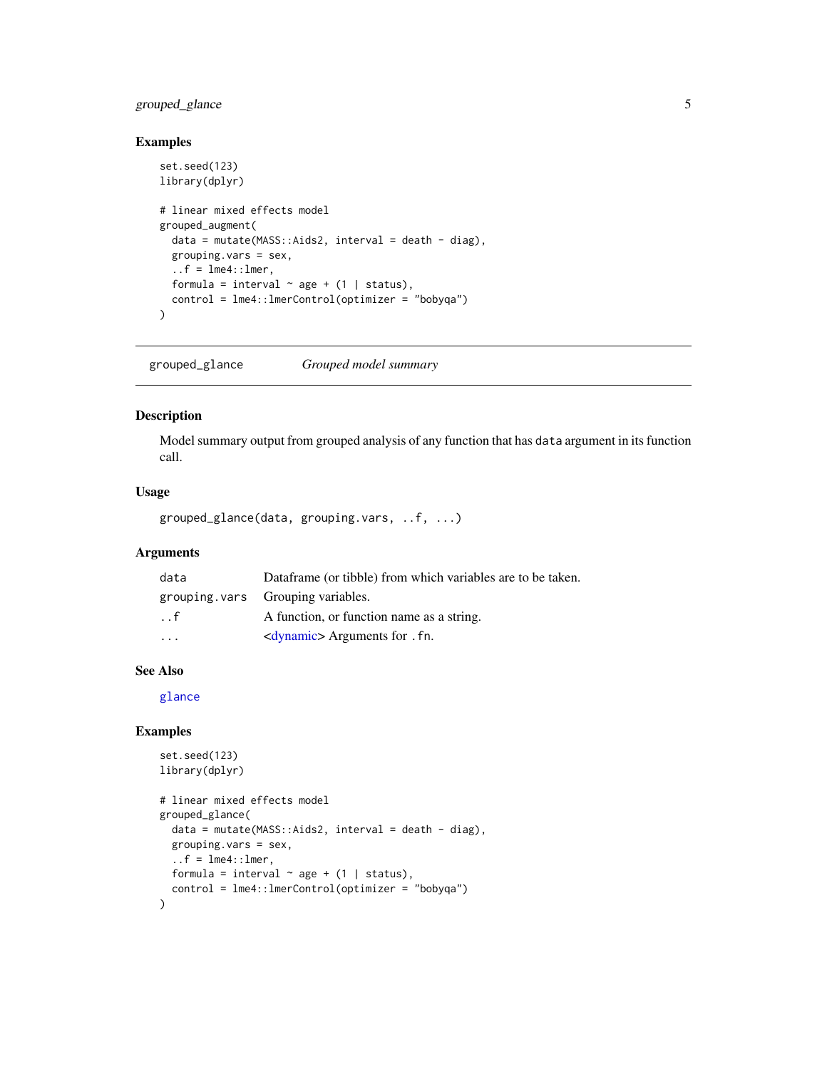### Examples

```
set.seed(123)
library(dplyr)

# linear mixed effects model
grouped_augment(
  data = mutate(MASS::Aids2, interval = death - diag),
  grouping.vars = sex,
  ..f = lme4::lmer,
  formula = interval ~ age + (1 | status),
  control = lme4::lmerControl(optimizer = "bobyqa")
)
```

---

## grouped_glance    *Grouped model summary*

---

### Description

Model summary output from grouped analysis of any function that has `data` argument in its function call.

### Usage

```
grouped_glance(data, grouping.vars, ..f, ...)
```

### Arguments

| | |
|---|---|
| `data` | Dataframe (or tibble) from which variables are to be taken. |
| `grouping.vars` | Grouping variables. |
| `..f` | A function, or function name as a string. |
| `...` | <dynamic> Arguments for `.fn`. |

### See Also

`glance`

### Examples

```
set.seed(123)
library(dplyr)

# linear mixed effects model
grouped_glance(
  data = mutate(MASS::Aids2, interval = death - diag),
  grouping.vars = sex,
  ..f = lme4::lmer,
  formula = interval ~ age + (1 | status),
  control = lme4::lmerControl(optimizer = "bobyqa")
)
```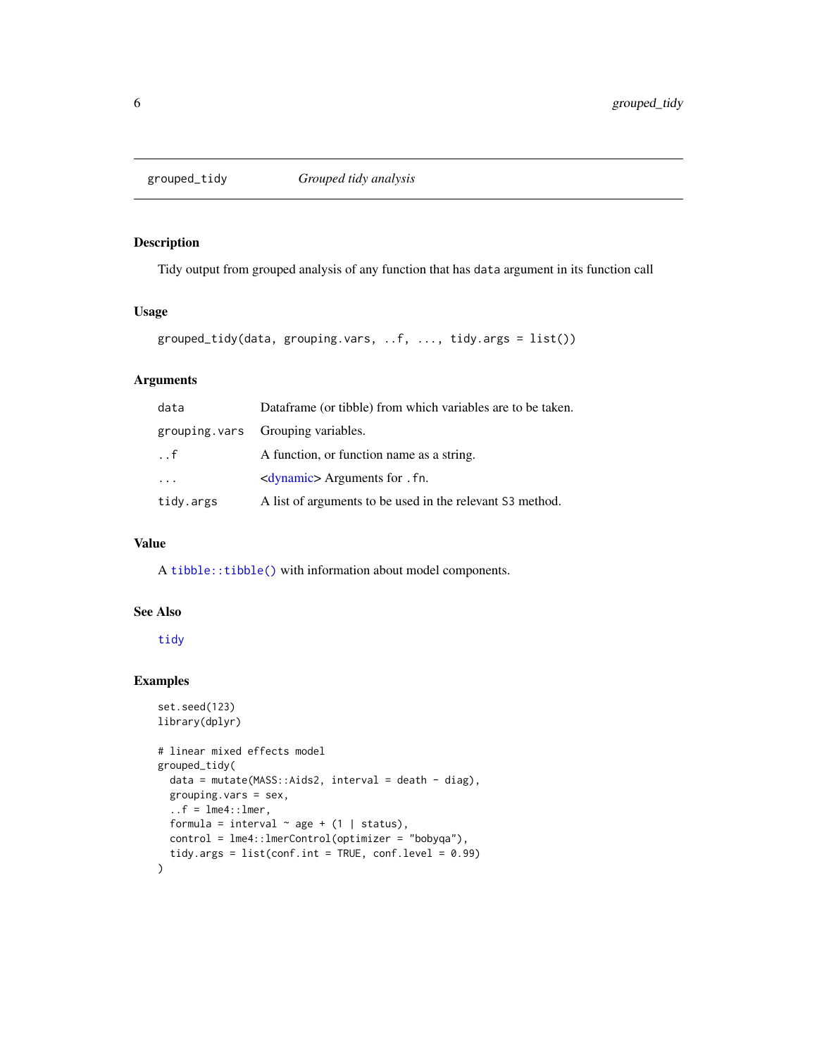# grouped_tidy — *Grouped tidy analysis*

## Description

Tidy output from grouped analysis of any function that has `data` argument in its function call

## Usage

```
grouped_tidy(data, grouping.vars, ..f, ..., tidy.args = list())
```

## Arguments

| | |
|---|---|
| `data` | Dataframe (or tibble) from which variables are to be taken. |
| `grouping.vars` | Grouping variables. |
| `..f` | A function, or function name as a string. |
| `...` | <dynamic> Arguments for `.fn`. |
| `tidy.args` | A list of arguments to be used in the relevant S3 method. |

## Value

A `tibble::tibble()` with information about model components.

## See Also

`tidy`

## Examples

```
set.seed(123)
library(dplyr)

# linear mixed effects model
grouped_tidy(
  data = mutate(MASS::Aids2, interval = death - diag),
  grouping.vars = sex,
  ..f = lme4::lmer,
  formula = interval ~ age + (1 | status),
  control = lme4::lmerControl(optimizer = "bobyqa"),
  tidy.args = list(conf.int = TRUE, conf.level = 0.99)
)
```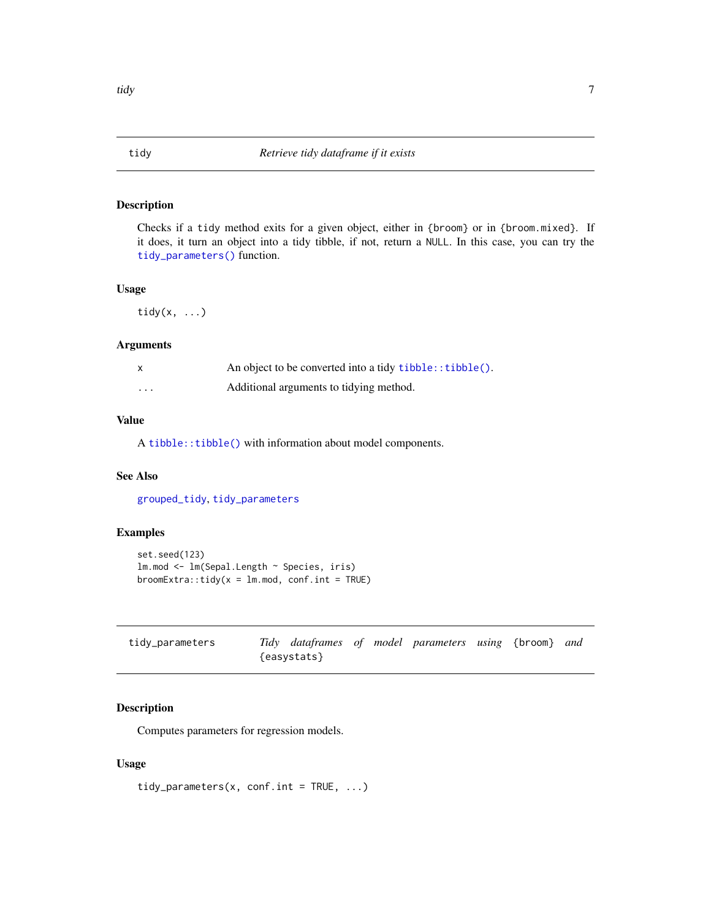## tidy — *Retrieve tidy dataframe if it exists*

### Description

Checks if a `tidy` method exits for a given object, either in `{broom}` or in `{broom.mixed}`. If it does, it turn an object into a tidy tibble, if not, return a `NULL`. In this case, you can try the `tidy_parameters()` function.

### Usage

```
tidy(x, ...)
```

### Arguments

| | |
|---|---|
| `x` | An object to be converted into a tidy `tibble::tibble()`. |
| `...` | Additional arguments to tidying method. |

### Value

A `tibble::tibble()` with information about model components.

### See Also

`grouped_tidy`, `tidy_parameters`

### Examples

```
set.seed(123)
lm.mod <- lm(Sepal.Length ~ Species, iris)
broomExtra::tidy(x = lm.mod, conf.int = TRUE)
```

## tidy_parameters — *Tidy dataframes of model parameters using {broom} and {easystats}*

### Description

Computes parameters for regression models.

### Usage

```
tidy_parameters(x, conf.int = TRUE, ...)
```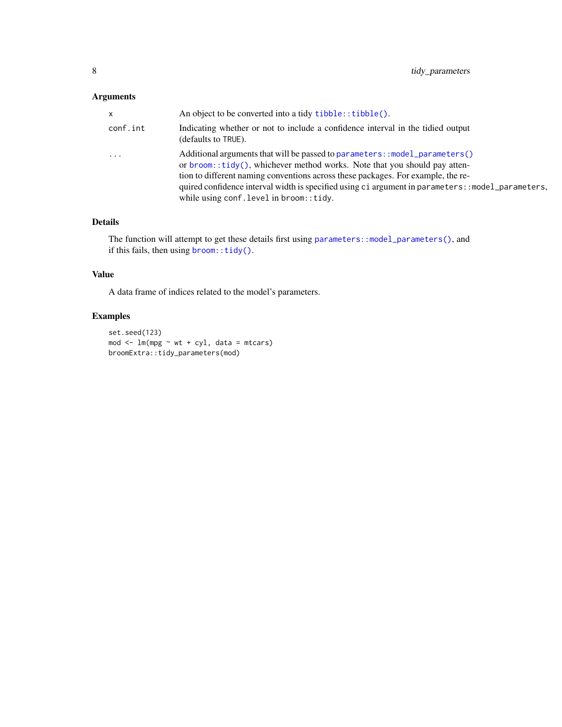## Arguments

| | |
|---|---|
| `x` | An object to be converted into a tidy `tibble::tibble()`. |
| `conf.int` | Indicating whether or not to include a confidence interval in the tidied output (defaults to `TRUE`). |
| `...` | Additional arguments that will be passed to `parameters::model_parameters()` or `broom::tidy()`, whichever method works. Note that you should pay attention to different naming conventions across these packages. For example, the required confidence interval width is specified using `ci` argument in `parameters::model_parameters`, while using `conf.level` in `broom::tidy`. |

## Details

The function will attempt to get these details first using `parameters::model_parameters()`, and if this fails, then using `broom::tidy()`.

## Value

A data frame of indices related to the model's parameters.

## Examples

```
set.seed(123)
mod <- lm(mpg ~ wt + cyl, data = mtcars)
broomExtra::tidy_parameters(mod)
```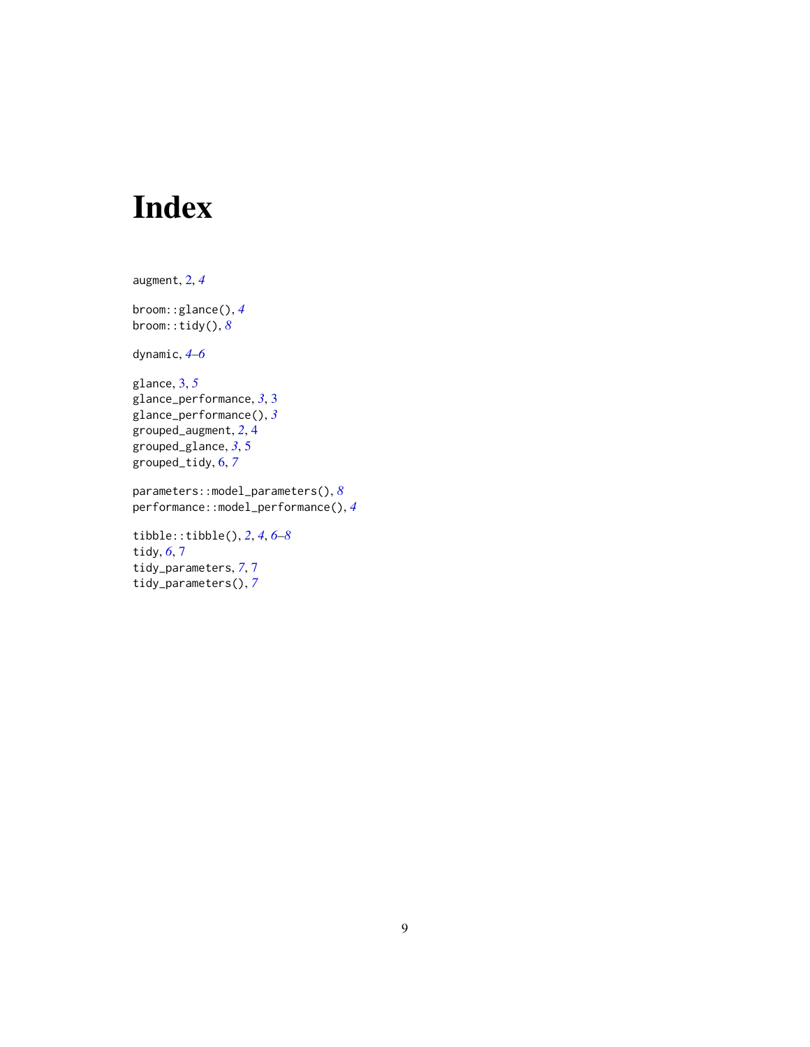# Index

augment, *2*, *4*

broom::glance(), *4*
broom::tidy(), *8*

dynamic, *4–6*

glance, 3, *5*
glance_performance, *3*, 3
glance_performance(), *3*
grouped_augment, *2*, 4
grouped_glance, *3*, 5
grouped_tidy, 6, *7*

parameters::model_parameters(), *8*
performance::model_performance(), *4*

tibble::tibble(), *2*, *4*, *6–8*
tidy, *6*, 7
tidy_parameters, *7*, 7
tidy_parameters(), *7*